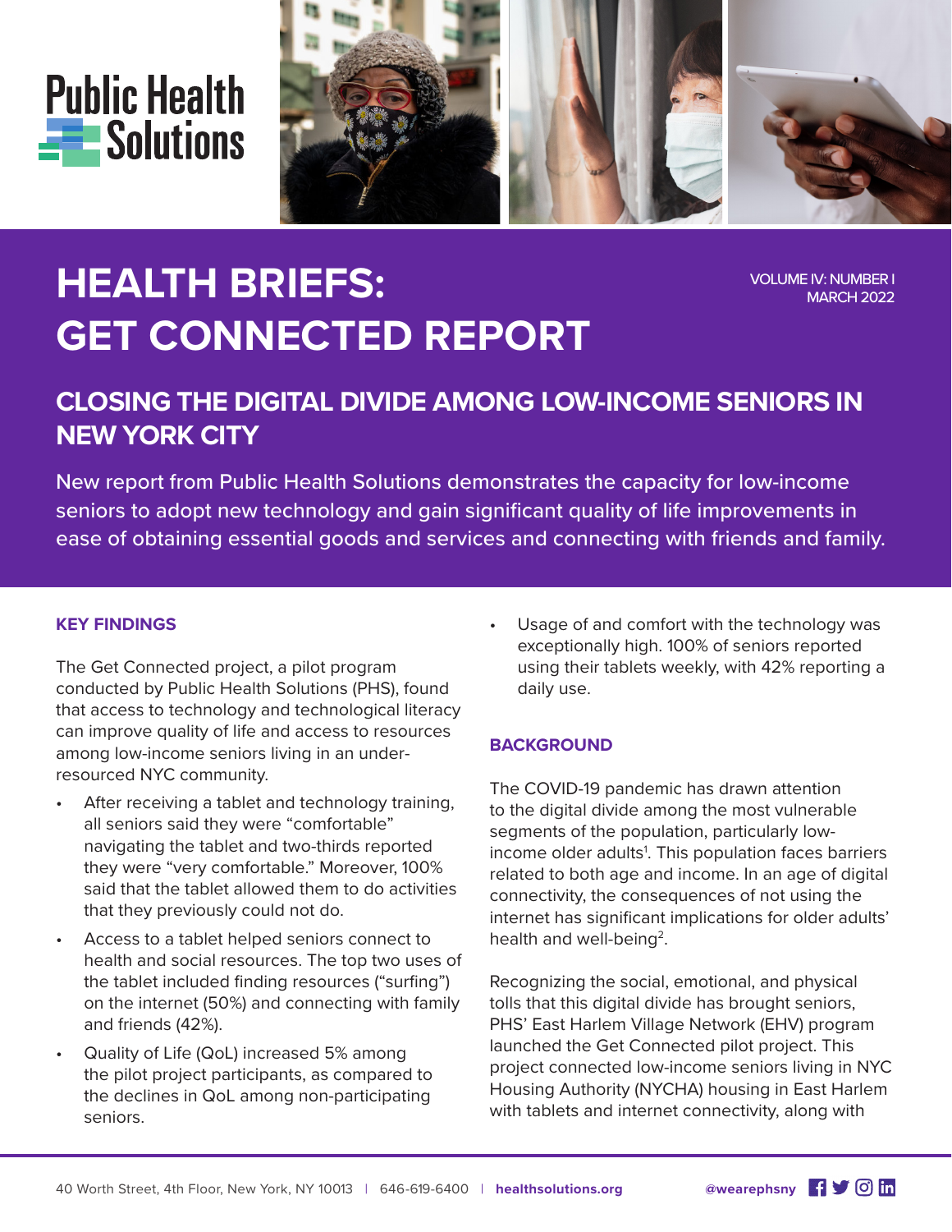Public Health Solutions

# HEALTH BRIEFS: GET CONNECTED REPORT

VOLUME IV: NUMBER I
MARCH 2022

## CLOSING THE DIGITAL DIVIDE AMONG LOW-INCOME SENIORS IN NEW YORK CITY

New report from Public Health Solutions demonstrates the capacity for low-income seniors to adopt new technology and gain significant quality of life improvements in ease of obtaining essential goods and services and connecting with friends and family.

### KEY FINDINGS

The Get Connected project, a pilot program conducted by Public Health Solutions (PHS), found that access to technology and technological literacy can improve quality of life and access to resources among low-income seniors living in an under-resourced NYC community.

- After receiving a tablet and technology training, all seniors said they were "comfortable" navigating the tablet and two-thirds reported they were "very comfortable." Moreover, 100% said that the tablet allowed them to do activities that they previously could not do.
- Access to a tablet helped seniors connect to health and social resources. The top two uses of the tablet included finding resources ("surfing") on the internet (50%) and connecting with family and friends (42%).
- Quality of Life (QoL) increased 5% among the pilot project participants, as compared to the declines in QoL among non-participating seniors.
- Usage of and comfort with the technology was exceptionally high. 100% of seniors reported using their tablets weekly, with 42% reporting a daily use.

### BACKGROUND

The COVID-19 pandemic has drawn attention to the digital divide among the most vulnerable segments of the population, particularly low-income older adults[1]. This population faces barriers related to both age and income. In an age of digital connectivity, the consequences of not using the internet has significant implications for older adults' health and well-being[2].

Recognizing the social, emotional, and physical tolls that this digital divide has brought seniors, PHS' East Harlem Village Network (EHV) program launched the Get Connected pilot project. This project connected low-income seniors living in NYC Housing Authority (NYCHA) housing in East Harlem with tablets and internet connectivity, along with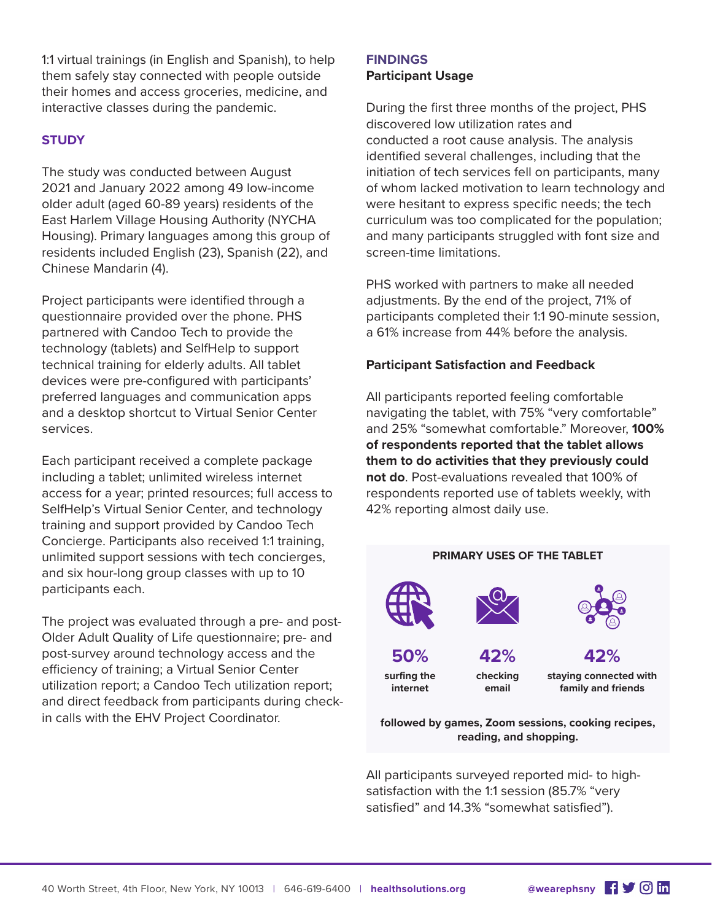1:1 virtual trainings (in English and Spanish), to help them safely stay connected with people outside their homes and access groceries, medicine, and interactive classes during the pandemic.

## STUDY

The study was conducted between August 2021 and January 2022 among 49 low-income older adult (aged 60-89 years) residents of the East Harlem Village Housing Authority (NYCHA Housing). Primary languages among this group of residents included English (23), Spanish (22), and Chinese Mandarin (4).

Project participants were identified through a questionnaire provided over the phone. PHS partnered with Candoo Tech to provide the technology (tablets) and SelfHelp to support technical training for elderly adults. All tablet devices were pre-configured with participants' preferred languages and communication apps and a desktop shortcut to Virtual Senior Center services.

Each participant received a complete package including a tablet; unlimited wireless internet access for a year; printed resources; full access to SelfHelp's Virtual Senior Center, and technology training and support provided by Candoo Tech Concierge. Participants also received 1:1 training, unlimited support sessions with tech concierges, and six hour-long group classes with up to 10 participants each.

The project was evaluated through a pre- and post-Older Adult Quality of Life questionnaire; pre- and post-survey around technology access and the efficiency of training; a Virtual Senior Center utilization report; a Candoo Tech utilization report; and direct feedback from participants during check-in calls with the EHV Project Coordinator.

## FINDINGS

### Participant Usage

During the first three months of the project, PHS discovered low utilization rates and conducted a root cause analysis. The analysis identified several challenges, including that the initiation of tech services fell on participants, many of whom lacked motivation to learn technology and were hesitant to express specific needs; the tech curriculum was too complicated for the population; and many participants struggled with font size and screen-time limitations.

PHS worked with partners to make all needed adjustments. By the end of the project, 71% of participants completed their 1:1 90-minute session, a 61% increase from 44% before the analysis.

### Participant Satisfaction and Feedback

All participants reported feeling comfortable navigating the tablet, with 75% "very comfortable" and 25% "somewhat comfortable." Moreover, **100% of respondents reported that the tablet allows them to do activities that they previously could not do**. Post-evaluations revealed that 100% of respondents reported use of tablets weekly, with 42% reporting almost daily use.

**PRIMARY USES OF THE TABLET**

- **50%** surfing the internet
- **42%** checking email
- **42%** staying connected with family and friends

**followed by games, Zoom sessions, cooking recipes, reading, and shopping.**

All participants surveyed reported mid- to high-satisfaction with the 1:1 session (85.7% "very satisfied" and 14.3% "somewhat satisfied").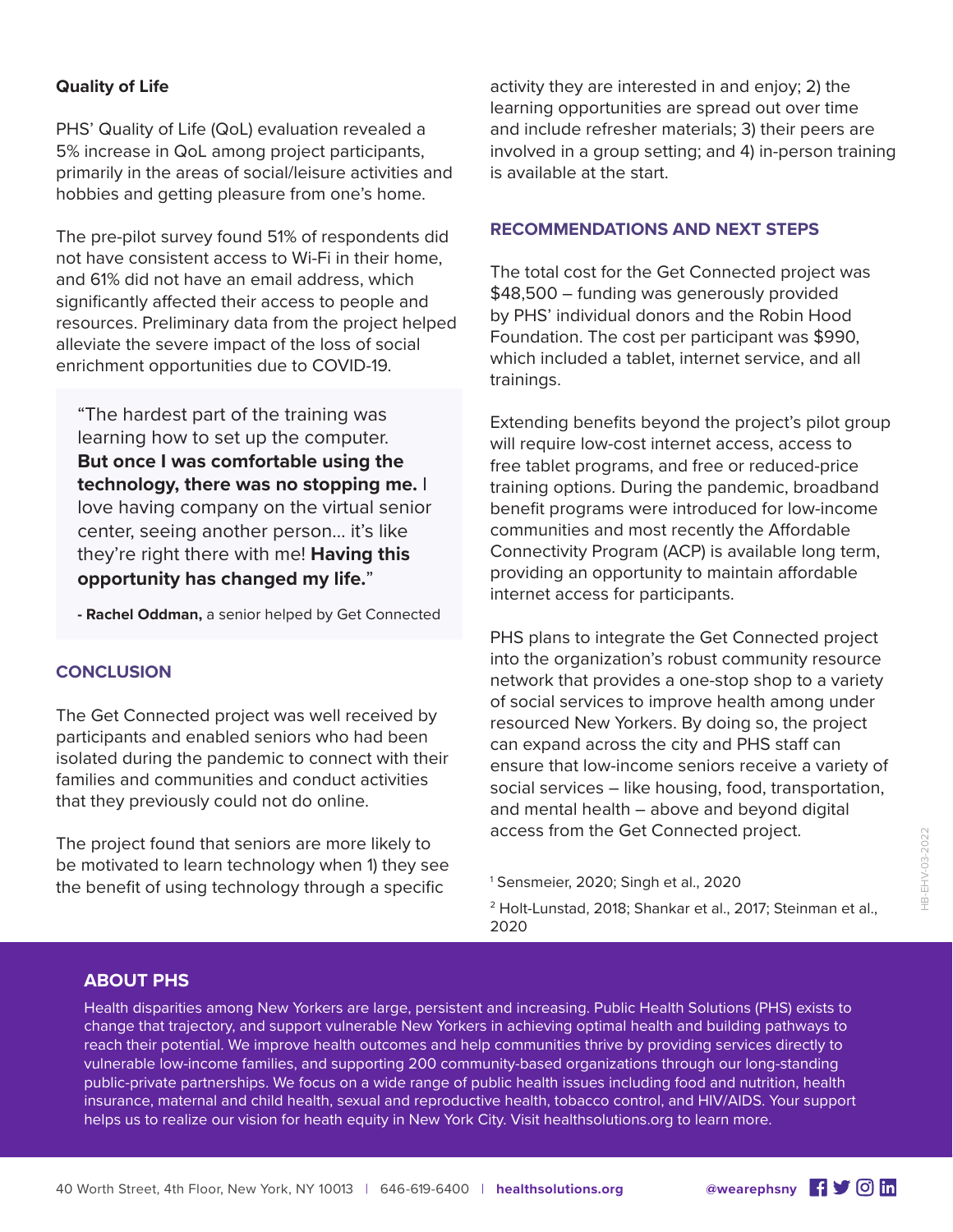### Quality of Life

PHS' Quality of Life (QoL) evaluation revealed a 5% increase in QoL among project participants, primarily in the areas of social/leisure activities and hobbies and getting pleasure from one's home.

The pre-pilot survey found 51% of respondents did not have consistent access to Wi-Fi in their home, and 61% did not have an email address, which significantly affected their access to people and resources. Preliminary data from the project helped alleviate the severe impact of the loss of social enrichment opportunities due to COVID-19.

> "The hardest part of the training was learning how to set up the computer. **But once I was comfortable using the technology, there was no stopping me.** I love having company on the virtual senior center, seeing another person... it's like they're right there with me! **Having this opportunity has changed my life.**"
>
> **- Rachel Oddman,** a senior helped by Get Connected

## CONCLUSION

The Get Connected project was well received by participants and enabled seniors who had been isolated during the pandemic to connect with their families and communities and conduct activities that they previously could not do online.

The project found that seniors are more likely to be motivated to learn technology when 1) they see the benefit of using technology through a specific activity they are interested in and enjoy; 2) the learning opportunities are spread out over time and include refresher materials; 3) their peers are involved in a group setting; and 4) in-person training is available at the start.

## RECOMMENDATIONS AND NEXT STEPS

The total cost for the Get Connected project was $48,500 – funding was generously provided by PHS' individual donors and the Robin Hood Foundation. The cost per participant was $990, which included a tablet, internet service, and all trainings.

Extending benefits beyond the project's pilot group will require low-cost internet access, access to free tablet programs, and free or reduced-price training options. During the pandemic, broadband benefit programs were introduced for low-income communities and most recently the Affordable Connectivity Program (ACP) is available long term, providing an opportunity to maintain affordable internet access for participants.

PHS plans to integrate the Get Connected project into the organization's robust community resource network that provides a one-stop shop to a variety of social services to improve health among under resourced New Yorkers. By doing so, the project can expand across the city and PHS staff can ensure that low-income seniors receive a variety of social services – like housing, food, transportation, and mental health – above and beyond digital access from the Get Connected project.

[1] Sensmeier, 2020; Singh et al., 2020

[2] Holt-Lunstad, 2018; Shankar et al., 2017; Steinman et al., 2020

HB-EHV-03-2022

## ABOUT PHS

Health disparities among New Yorkers are large, persistent and increasing. Public Health Solutions (PHS) exists to change that trajectory, and support vulnerable New Yorkers in achieving optimal health and building pathways to reach their potential. We improve health outcomes and help communities thrive by providing services directly to vulnerable low-income families, and supporting 200 community-based organizations through our long-standing public-private partnerships. We focus on a wide range of public health issues including food and nutrition, health insurance, maternal and child health, sexual and reproductive health, tobacco control, and HIV/AIDS. Your support helps us to realize our vision for heath equity in New York City. Visit healthsolutions.org to learn more.

40 Worth Street, 4th Floor, New York, NY 10013 | 646-619-6400 | **healthsolutions.org** **@wearephsny**